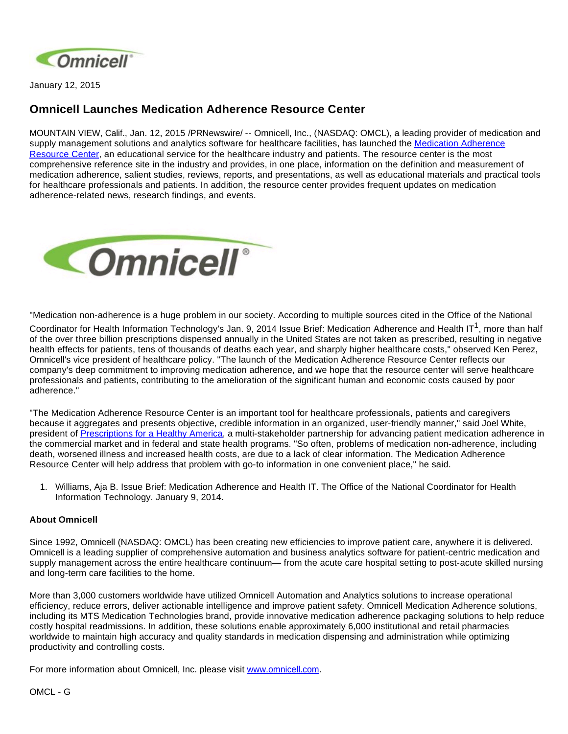January 12, 2015

## Omnicell Launches Medication Adherence Resource Center

MOUNTAIN VIEW, Calif., Jan. 12, 2015 /PRNewswire/ -- Omnicell, Inc., (NASDAQ: OMCL), a leading provider of medication and supply management solutions and analytics software for healthcare facilities, has launched the Medication Adherence Resource Center, an educational service for the healthcare industry and patients. The resource center is the most comprehensive reference site in the industry and provides, in one place, information on the definition and measurement of medication adherence, salient studies, reviews, reports, and presentations, as well as educational materials and practical tools for healthcare professionals and patients. In addition, the resource center provides frequent updates on medication adherence-related news, research findings, and events.

"Medication non-adherence is a huge problem in our society. According to multiple sources cited in the Office of the National Coordinator for Health Information Technology's Jan. 9, 2014 Issue Brief: Medication Adherence and Health IT[1], more than half of the over three billion prescriptions dispensed annually in the United States are not taken as prescribed, resulting in negative health effects for patients, tens of thousands of deaths each year, and sharply higher healthcare costs," observed Ken Perez, Omnicell's vice president of healthcare policy. "The launch of the Medication Adherence Resource Center reflects our company's deep commitment to improving medication adherence, and we hope that the resource center will serve healthcare professionals and patients, contributing to the amelioration of the significant human and economic costs caused by poor adherence."

"The Medication Adherence Resource Center is an important tool for healthcare professionals, patients and caregivers because it aggregates and presents objective, credible information in an organized, user-friendly manner," said Joel White, president of Prescriptions for a Healthy America, a multi-stakeholder partnership for advancing patient medication adherence in the commercial market and in federal and state health programs. "So often, problems of medication non-adherence, including death, worsened illness and increased health costs, are due to a lack of clear information. The Medication Adherence Resource Center will help address that problem with go-to information in one convenient place," he said.

1. Williams, Aja B. Issue Brief: Medication Adherence and Health IT. The Office of the National Coordinator for Health Information Technology. January 9, 2014.

**About Omnicell**

Since 1992, Omnicell (NASDAQ: OMCL) has been creating new efficiencies to improve patient care, anywhere it is delivered. Omnicell is a leading supplier of comprehensive automation and business analytics software for patient-centric medication and supply management across the entire healthcare continuum— from the acute care hospital setting to post-acute skilled nursing and long-term care facilities to the home.

More than 3,000 customers worldwide have utilized Omnicell Automation and Analytics solutions to increase operational efficiency, reduce errors, deliver actionable intelligence and improve patient safety. Omnicell Medication Adherence solutions, including its MTS Medication Technologies brand, provide innovative medication adherence packaging solutions to help reduce costly hospital readmissions. In addition, these solutions enable approximately 6,000 institutional and retail pharmacies worldwide to maintain high accuracy and quality standards in medication dispensing and administration while optimizing productivity and controlling costs.

For more information about Omnicell, Inc. please visit www.omnicell.com.

OMCL - G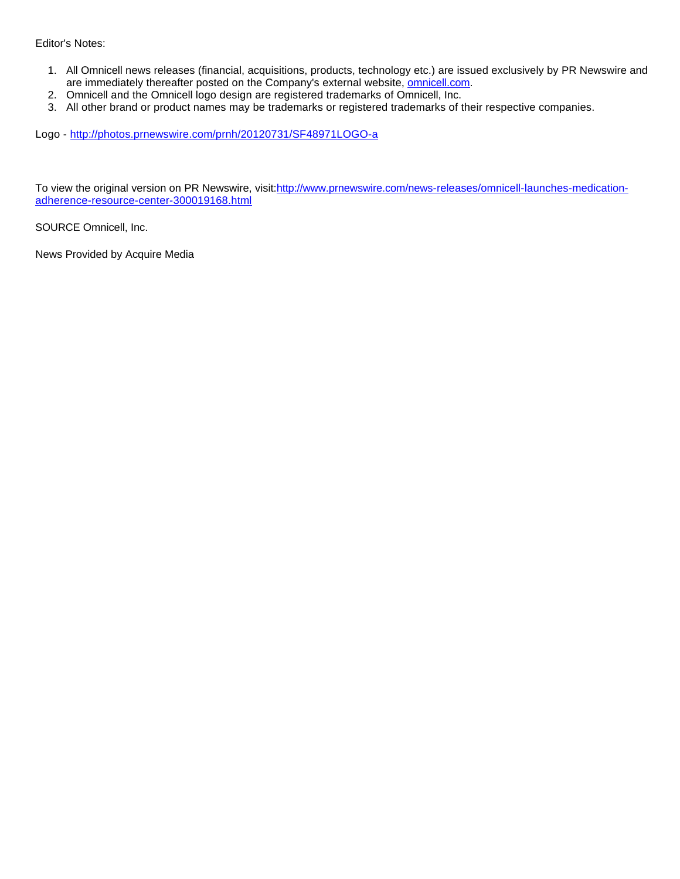Editor's Notes:

1. All Omnicell news releases (financial, acquisitions, products, technology etc.) are issued exclusively by PR Newswire and are immediately thereafter posted on the Company's external website, [omnicell.com](omnicell.com).
2. Omnicell and the Omnicell logo design are registered trademarks of Omnicell, Inc.
3. All other brand or product names may be trademarks or registered trademarks of their respective companies.

Logo - [http://photos.prnewswire.com/prnh/20120731/SF48971LOGO-a](http://photos.prnewswire.com/prnh/20120731/SF48971LOGO-a)

To view the original version on PR Newswire, visit:[http://www.prnewswire.com/news-releases/omnicell-launches-medication-adherence-resource-center-300019168.html](http://www.prnewswire.com/news-releases/omnicell-launches-medication-adherence-resource-center-300019168.html)

SOURCE Omnicell, Inc.

News Provided by Acquire Media